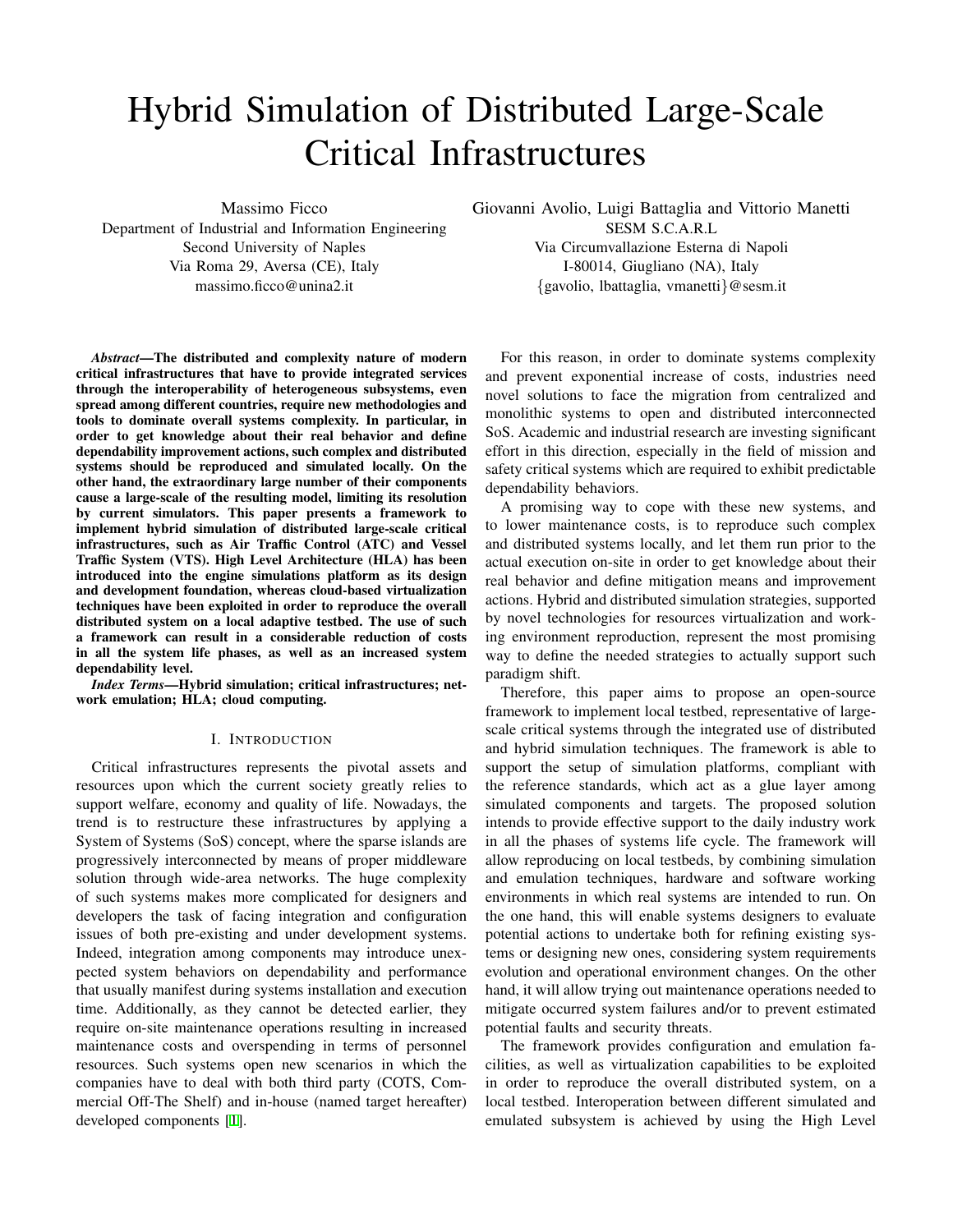# Hybrid Simulation of Distributed Large-Scale Critical Infrastructures

Massimo Ficco
Department of Industrial and Information Engineering
Second University of Naples
Via Roma 29, Aversa (CE), Italy
massimo.ficco@unina2.it

Giovanni Avolio, Luigi Battaglia and Vittorio Manetti
SESM S.C.A.R.L
Via Circumvallazione Esterna di Napoli
I-80014, Giugliano (NA), Italy
{gavolio, lbattaglia, vmanetti}@sesm.it

***Abstract*—The distributed and complexity nature of modern critical infrastructures that have to provide integrated services through the interoperability of heterogeneous subsystems, even spread among different countries, require new methodologies and tools to dominate overall systems complexity. In particular, in order to get knowledge about their real behavior and define dependability improvement actions, such complex and distributed systems should be reproduced and simulated locally. On the other hand, the extraordinary large number of their components cause a large-scale of the resulting model, limiting its resolution by current simulators. This paper presents a framework to implement hybrid simulation of distributed large-scale critical infrastructures, such as Air Traffic Control (ATC) and Vessel Traffic System (VTS). High Level Architecture (HLA) has been introduced into the engine simulations platform as its design and development foundation, whereas cloud-based virtualization techniques have been exploited in order to reproduce the overall distributed system on a local adaptive testbed. The use of such a framework can result in a considerable reduction of costs in all the system life phases, as well as an increased system dependability level.**

***Index Terms*—Hybrid simulation; critical infrastructures; network emulation; HLA; cloud computing.**

## I. Introduction

Critical infrastructures represents the pivotal assets and resources upon which the current society greatly relies to support welfare, economy and quality of life. Nowadays, the trend is to restructure these infrastructures by applying a System of Systems (SoS) concept, where the sparse islands are progressively interconnected by means of proper middleware solution through wide-area networks. The huge complexity of such systems makes more complicated for designers and developers the task of facing integration and configuration issues of both pre-existing and under development systems. Indeed, integration among components may introduce unexpected system behaviors on dependability and performance that usually manifest during systems installation and execution time. Additionally, as they cannot be detected earlier, they require on-site maintenance operations resulting in increased maintenance costs and overspending in terms of personnel resources. Such systems open new scenarios in which the companies have to deal with both third party (COTS, Commercial Off-The Shelf) and in-house (named target hereafter) developed components [1].

For this reason, in order to dominate systems complexity and prevent exponential increase of costs, industries need novel solutions to face the migration from centralized and monolithic systems to open and distributed interconnected SoS. Academic and industrial research are investing significant effort in this direction, especially in the field of mission and safety critical systems which are required to exhibit predictable dependability behaviors.

A promising way to cope with these new systems, and to lower maintenance costs, is to reproduce such complex and distributed systems locally, and let them run prior to the actual execution on-site in order to get knowledge about their real behavior and define mitigation means and improvement actions. Hybrid and distributed simulation strategies, supported by novel technologies for resources virtualization and working environment reproduction, represent the most promising way to define the needed strategies to actually support such paradigm shift.

Therefore, this paper aims to propose an open-source framework to implement local testbed, representative of large-scale critical systems through the integrated use of distributed and hybrid simulation techniques. The framework is able to support the setup of simulation platforms, compliant with the reference standards, which act as a glue layer among simulated components and targets. The proposed solution intends to provide effective support to the daily industry work in all the phases of systems life cycle. The framework will allow reproducing on local testbeds, by combining simulation and emulation techniques, hardware and software working environments in which real systems are intended to run. On the one hand, this will enable systems designers to evaluate potential actions to undertake both for refining existing systems or designing new ones, considering system requirements evolution and operational environment changes. On the other hand, it will allow trying out maintenance operations needed to mitigate occurred system failures and/or to prevent estimated potential faults and security threats.

The framework provides configuration and emulation facilities, as well as virtualization capabilities to be exploited in order to reproduce the overall distributed system, on a local testbed. Interoperation between different simulated and emulated subsystem is achieved by using the High Level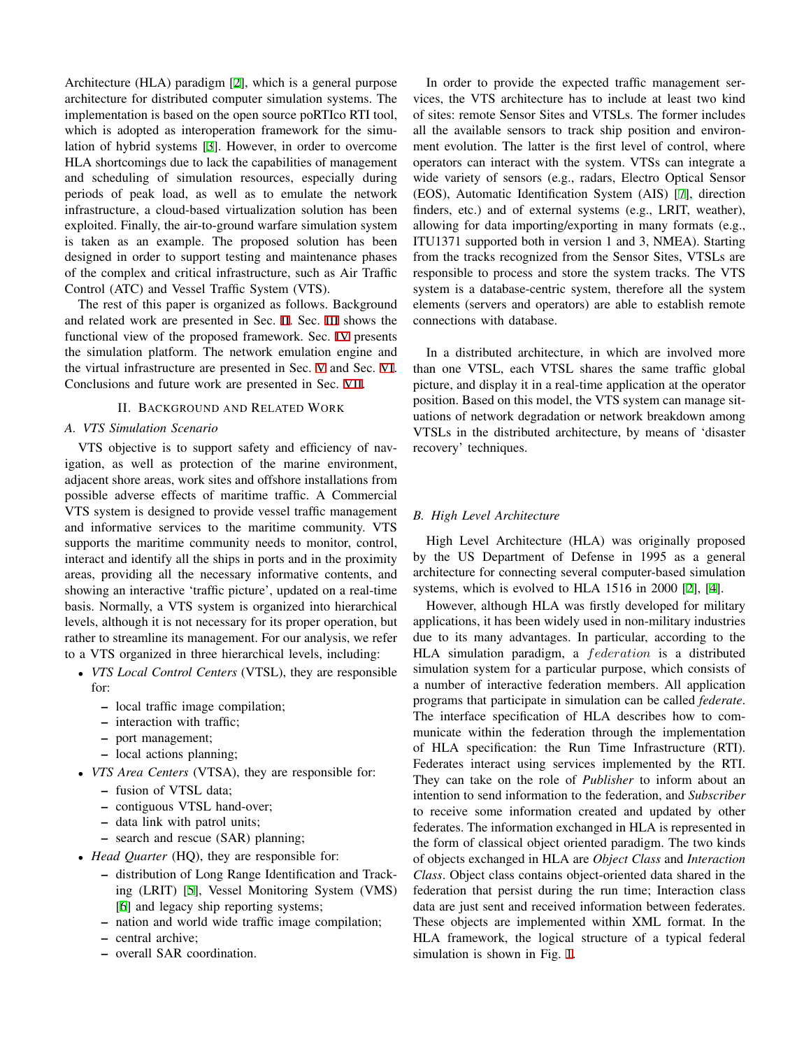Architecture (HLA) paradigm [2], which is a general purpose architecture for distributed computer simulation systems. The implementation is based on the open source poRTIco RTI tool, which is adopted as interoperation framework for the simulation of hybrid systems [3]. However, in order to overcome HLA shortcomings due to lack the capabilities of management and scheduling of simulation resources, especially during periods of peak load, as well as to emulate the network infrastructure, a cloud-based virtualization solution has been exploited. Finally, the air-to-ground warfare simulation system is taken as an example. The proposed solution has been designed in order to support testing and maintenance phases of the complex and critical infrastructure, such as Air Traffic Control (ATC) and Vessel Traffic System (VTS).

The rest of this paper is organized as follows. Background and related work are presented in Sec. II. Sec. III shows the functional view of the proposed framework. Sec. IV presents the simulation platform. The network emulation engine and the virtual infrastructure are presented in Sec. V and Sec. VI. Conclusions and future work are presented in Sec. VII.

## II. Background and Related Work

### A. VTS Simulation Scenario

VTS objective is to support safety and efficiency of navigation, as well as protection of the marine environment, adjacent shore areas, work sites and offshore installations from possible adverse effects of maritime traffic. A Commercial VTS system is designed to provide vessel traffic management and informative services to the maritime community. VTS supports the maritime community needs to monitor, control, interact and identify all the ships in ports and in the proximity areas, providing all the necessary informative contents, and showing an interactive 'traffic picture', updated on a real-time basis. Normally, a VTS system is organized into hierarchical levels, although it is not necessary for its proper operation, but rather to streamline its management. For our analysis, we refer to a VTS organized in three hierarchical levels, including:

- *VTS Local Control Centers* (VTSL), they are responsible for:
  - local traffic image compilation;
  - interaction with traffic;
  - port management;
  - local actions planning;
- *VTS Area Centers* (VTSA), they are responsible for:
  - fusion of VTSL data;
  - contiguous VTSL hand-over;
  - data link with patrol units;
  - search and rescue (SAR) planning;
- *Head Quarter* (HQ), they are responsible for:
  - distribution of Long Range Identification and Tracking (LRIT) [5], Vessel Monitoring System (VMS) [6] and legacy ship reporting systems;
  - nation and world wide traffic image compilation;
  - central archive;
  - overall SAR coordination.

In order to provide the expected traffic management services, the VTS architecture has to include at least two kind of sites: remote Sensor Sites and VTSLs. The former includes all the available sensors to track ship position and environment evolution. The latter is the first level of control, where operators can interact with the system. VTSs can integrate a wide variety of sensors (e.g., radars, Electro Optical Sensor (EOS), Automatic Identification System (AIS) [7], direction finders, etc.) and of external systems (e.g., LRIT, weather), allowing for data importing/exporting in many formats (e.g., ITU1371 supported both in version 1 and 3, NMEA). Starting from the tracks recognized from the Sensor Sites, VTSLs are responsible to process and store the system tracks. The VTS system is a database-centric system, therefore all the system elements (servers and operators) are able to establish remote connections with database.

In a distributed architecture, in which are involved more than one VTSL, each VTSL shares the same traffic global picture, and display it in a real-time application at the operator position. Based on this model, the VTS system can manage situations of network degradation or network breakdown among VTSLs in the distributed architecture, by means of 'disaster recovery' techniques.

### B. High Level Architecture

High Level Architecture (HLA) was originally proposed by the US Department of Defense in 1995 as a general architecture for connecting several computer-based simulation systems, which is evolved to HLA 1516 in 2000 [2], [4].

However, although HLA was firstly developed for military applications, it has been widely used in non-military industries due to its many advantages. In particular, according to the HLA simulation paradigm, a $federation$ is a distributed simulation system for a particular purpose, which consists of a number of interactive federation members. All application programs that participate in simulation can be called *federate*. The interface specification of HLA describes how to communicate within the federation through the implementation of HLA specification: the Run Time Infrastructure (RTI). Federates interact using services implemented by the RTI. They can take on the role of *Publisher* to inform about an intention to send information to the federation, and *Subscriber* to receive some information created and updated by other federates. The information exchanged in HLA is represented in the form of classical object oriented paradigm. The two kinds of objects exchanged in HLA are *Object Class* and *Interaction Class*. Object class contains object-oriented data shared in the federation that persist during the run time; Interaction class data are just sent and received information between federates. These objects are implemented within XML format. In the HLA framework, the logical structure of a typical federal simulation is shown in Fig. 1.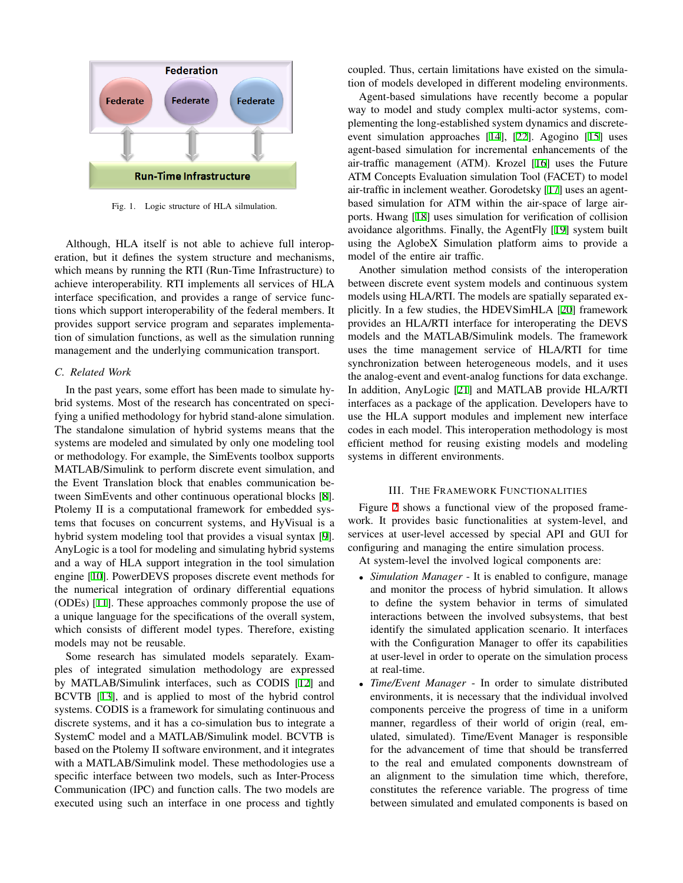Federation

Federate

Federate

Federate

Run-Time Infrastructure

Fig. 1. Logic structure of HLA silmulation.

Although, HLA itself is not able to achieve full interoperation, but it defines the system structure and mechanisms, which means by running the RTI (Run-Time Infrastructure) to achieve interoperability. RTI implements all services of HLA interface specification, and provides a range of service functions which support interoperability of the federal members. It provides support service program and separates implementation of simulation functions, as well as the simulation running management and the underlying communication transport.

### C. Related Work

In the past years, some effort has been made to simulate hybrid systems. Most of the research has concentrated on specifying a unified methodology for hybrid stand-alone simulation. The standalone simulation of hybrid systems means that the systems are modeled and simulated by only one modeling tool or methodology. For example, the SimEvents toolbox supports MATLAB/Simulink to perform discrete event simulation, and the Event Translation block that enables communication between SimEvents and other continuous operational blocks [8]. Ptolemy II is a computational framework for embedded systems that focuses on concurrent systems, and HyVisual is a hybrid system modeling tool that provides a visual syntax [9]. AnyLogic is a tool for modeling and simulating hybrid systems and a way of HLA support integration in the tool simulation engine [10]. PowerDEVS proposes discrete event methods for the numerical integration of ordinary differential equations (ODEs) [11]. These approaches commonly propose the use of a unique language for the specifications of the overall system, which consists of different model types. Therefore, existing models may not be reusable.

Some research has simulated models separately. Examples of integrated simulation methodology are expressed by MATLAB/Simulink interfaces, such as CODIS [12] and BCVTB [13], and is applied to most of the hybrid control systems. CODIS is a framework for simulating continuous and discrete systems, and it has a co-simulation bus to integrate a SystemC model and a MATLAB/Simulink model. BCVTB is based on the Ptolemy II software environment, and it integrates with a MATLAB/Simulink model. These methodologies use a specific interface between two models, such as Inter-Process Communication (IPC) and function calls. The two models are executed using such an interface in one process and tightly coupled. Thus, certain limitations have existed on the simulation of models developed in different modeling environments.

Agent-based simulations have recently become a popular way to model and study complex multi-actor systems, complementing the long-established system dynamics and discrete-event simulation approaches [14], [22]. Agogino [15] uses agent-based simulation for incremental enhancements of the air-traffic management (ATM). Krozel [16] uses the Future ATM Concepts Evaluation simulation Tool (FACET) to model air-traffic in inclement weather. Gorodetsky [17] uses an agent-based simulation for ATM within the air-space of large airports. Hwang [18] uses simulation for verification of collision avoidance algorithms. Finally, the AgentFly [19] system built using the AglobeX Simulation platform aims to provide a model of the entire air traffic.

Another simulation method consists of the interoperation between discrete event system models and continuous system models using HLA/RTI. The models are spatially separated explicitly. In a few studies, the HDEVSimHLA [20] framework provides an HLA/RTI interface for interoperating the DEVS models and the MATLAB/Simulink models. The framework uses the time management service of HLA/RTI for time synchronization between heterogeneous models, and it uses the analog-event and event-analog functions for data exchange. In addition, AnyLogic [21] and MATLAB provide HLA/RTI interfaces as a package of the application. Developers have to use the HLA support modules and implement new interface codes in each model. This interoperation methodology is most efficient method for reusing existing models and modeling systems in different environments.

## III. The Framework Functionalities

Figure 2 shows a functional view of the proposed framework. It provides basic functionalities at system-level, and services at user-level accessed by special API and GUI for configuring and managing the entire simulation process.

At system-level the involved logical components are:

- *Simulation Manager* - It is enabled to configure, manage and monitor the process of hybrid simulation. It allows to define the system behavior in terms of simulated interactions between the involved subsystems, that best identify the simulated application scenario. It interfaces with the Configuration Manager to offer its capabilities at user-level in order to operate on the simulation process at real-time.
- *Time/Event Manager* - In order to simulate distributed environments, it is necessary that the individual involved components perceive the progress of time in a uniform manner, regardless of their world of origin (real, emulated, simulated). Time/Event Manager is responsible for the advancement of time that should be transferred to the real and emulated components downstream of an alignment to the simulation time which, therefore, constitutes the reference variable. The progress of time between simulated and emulated components is based on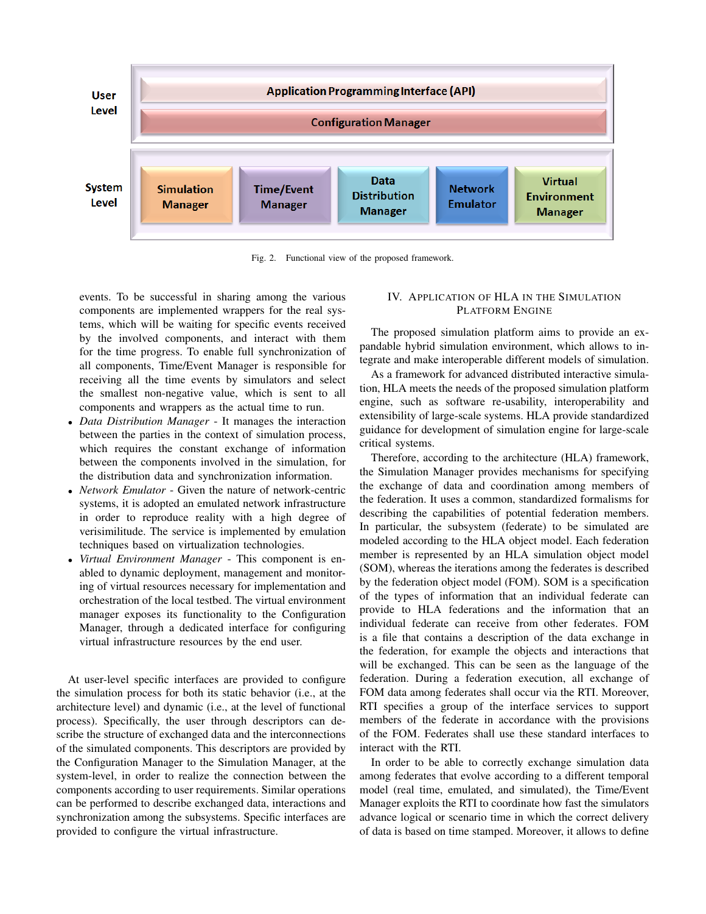User Level

Application Programming Interface (API)

Configuration Manager

System Level

Simulation Manager

Time/Event Manager

Data Distribution Manager

Network Emulator

Virtual Environment Manager

Fig. 2. Functional view of the proposed framework.

events. To be successful in sharing among the various components are implemented wrappers for the real systems, which will be waiting for specific events received by the involved components, and interact with them for the time progress. To enable full synchronization of all components, Time/Event Manager is responsible for receiving all the time events by simulators and select the smallest non-negative value, which is sent to all components and wrappers as the actual time to run.

- *Data Distribution Manager* - It manages the interaction between the parties in the context of simulation process, which requires the constant exchange of information between the components involved in the simulation, for the distribution data and synchronization information.
- *Network Emulator* - Given the nature of network-centric systems, it is adopted an emulated network infrastructure in order to reproduce reality with a high degree of verisimilitude. The service is implemented by emulation techniques based on virtualization technologies.
- *Virtual Environment Manager* - This component is enabled to dynamic deployment, management and monitoring of virtual resources necessary for implementation and orchestration of the local testbed. The virtual environment manager exposes its functionality to the Configuration Manager, through a dedicated interface for configuring virtual infrastructure resources by the end user.

At user-level specific interfaces are provided to configure the simulation process for both its static behavior (i.e., at the architecture level) and dynamic (i.e., at the level of functional process). Specifically, the user through descriptors can describe the structure of exchanged data and the interconnections of the simulated components. This descriptors are provided by the Configuration Manager to the Simulation Manager, at the system-level, in order to realize the connection between the components according to user requirements. Similar operations can be performed to describe exchanged data, interactions and synchronization among the subsystems. Specific interfaces are provided to configure the virtual infrastructure.

## IV. Application of HLA in the Simulation Platform Engine

The proposed simulation platform aims to provide an expandable hybrid simulation environment, which allows to integrate and make interoperable different models of simulation.

As a framework for advanced distributed interactive simulation, HLA meets the needs of the proposed simulation platform engine, such as software re-usability, interoperability and extensibility of large-scale systems. HLA provide standardized guidance for development of simulation engine for large-scale critical systems.

Therefore, according to the architecture (HLA) framework, the Simulation Manager provides mechanisms for specifying the exchange of data and coordination among members of the federation. It uses a common, standardized formalisms for describing the capabilities of potential federation members. In particular, the subsystem (federate) to be simulated are modeled according to the HLA object model. Each federation member is represented by an HLA simulation object model (SOM), whereas the iterations among the federates is described by the federation object model (FOM). SOM is a specification of the types of information that an individual federate can provide to HLA federations and the information that an individual federate can receive from other federates. FOM is a file that contains a description of the data exchange in the federation, for example the objects and interactions that will be exchanged. This can be seen as the language of the federation. During a federation execution, all exchange of FOM data among federates shall occur via the RTI. Moreover, RTI specifies a group of the interface services to support members of the federate in accordance with the provisions of the FOM. Federates shall use these standard interfaces to interact with the RTI.

In order to be able to correctly exchange simulation data among federates that evolve according to a different temporal model (real time, emulated, and simulated), the Time/Event Manager exploits the RTI to coordinate how fast the simulators advance logical or scenario time in which the correct delivery of data is based on time stamped. Moreover, it allows to define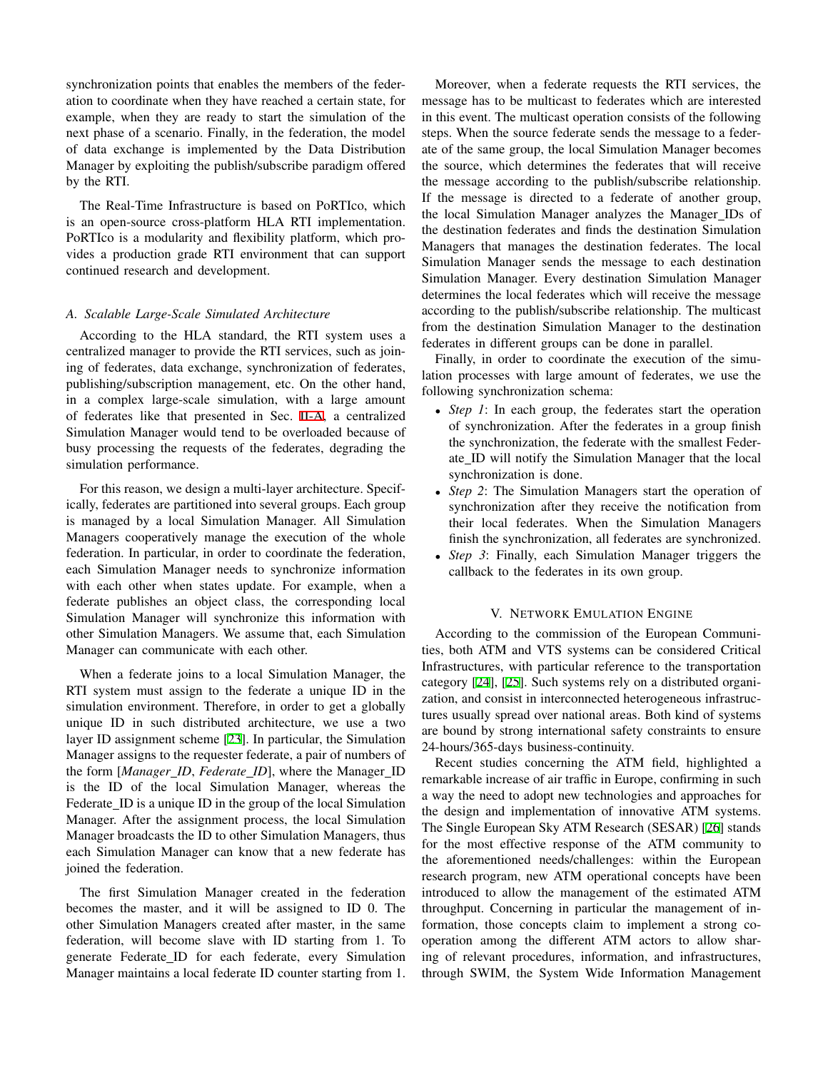synchronization points that enables the members of the federation to coordinate when they have reached a certain state, for example, when they are ready to start the simulation of the next phase of a scenario. Finally, in the federation, the model of data exchange is implemented by the Data Distribution Manager by exploiting the publish/subscribe paradigm offered by the RTI.

The Real-Time Infrastructure is based on PoRTIco, which is an open-source cross-platform HLA RTI implementation. PoRTIco is a modularity and flexibility platform, which provides a production grade RTI environment that can support continued research and development.

### A. Scalable Large-Scale Simulated Architecture

According to the HLA standard, the RTI system uses a centralized manager to provide the RTI services, such as joining of federates, data exchange, synchronization of federates, publishing/subscription management, etc. On the other hand, in a complex large-scale simulation, with a large amount of federates like that presented in Sec. II-A, a centralized Simulation Manager would tend to be overloaded because of busy processing the requests of the federates, degrading the simulation performance.

For this reason, we design a multi-layer architecture. Specifically, federates are partitioned into several groups. Each group is managed by a local Simulation Manager. All Simulation Managers cooperatively manage the execution of the whole federation. In particular, in order to coordinate the federation, each Simulation Manager needs to synchronize information with each other when states update. For example, when a federate publishes an object class, the corresponding local Simulation Manager will synchronize this information with other Simulation Managers. We assume that, each Simulation Manager can communicate with each other.

When a federate joins to a local Simulation Manager, the RTI system must assign to the federate a unique ID in the simulation environment. Therefore, in order to get a globally unique ID in such distributed architecture, we use a two layer ID assignment scheme [23]. In particular, the Simulation Manager assigns to the requester federate, a pair of numbers of the form [*Manager_ID*, *Federate_ID*], where the Manager_ID is the ID of the local Simulation Manager, whereas the Federate_ID is a unique ID in the group of the local Simulation Manager. After the assignment process, the local Simulation Manager broadcasts the ID to other Simulation Managers, thus each Simulation Manager can know that a new federate has joined the federation.

The first Simulation Manager created in the federation becomes the master, and it will be assigned to ID 0. The other Simulation Managers created after master, in the same federation, will become slave with ID starting from 1. To generate Federate_ID for each federate, every Simulation Manager maintains a local federate ID counter starting from 1.

Moreover, when a federate requests the RTI services, the message has to be multicast to federates which are interested in this event. The multicast operation consists of the following steps. When the source federate sends the message to a federate of the same group, the local Simulation Manager becomes the source, which determines the federates that will receive the message according to the publish/subscribe relationship. If the message is directed to a federate of another group, the local Simulation Manager analyzes the Manager_IDs of the destination federates and finds the destination Simulation Managers that manages the destination federates. The local Simulation Manager sends the message to each destination Simulation Manager. Every destination Simulation Manager determines the local federates which will receive the message according to the publish/subscribe relationship. The multicast from the destination Simulation Manager to the destination federates in different groups can be done in parallel.

Finally, in order to coordinate the execution of the simulation processes with large amount of federates, we use the following synchronization schema:

- *Step 1*: In each group, the federates start the operation of synchronization. After the federates in a group finish the synchronization, the federate with the smallest Federate_ID will notify the Simulation Manager that the local synchronization is done.
- *Step 2*: The Simulation Managers start the operation of synchronization after they receive the notification from their local federates. When the Simulation Managers finish the synchronization, all federates are synchronized.
- *Step 3*: Finally, each Simulation Manager triggers the callback to the federates in its own group.

## V. Network Emulation Engine

According to the commission of the European Communities, both ATM and VTS systems can be considered Critical Infrastructures, with particular reference to the transportation category [24], [25]. Such systems rely on a distributed organization, and consist in interconnected heterogeneous infrastructures usually spread over national areas. Both kind of systems are bound by strong international safety constraints to ensure 24-hours/365-days business-continuity.

Recent studies concerning the ATM field, highlighted a remarkable increase of air traffic in Europe, confirming in such a way the need to adopt new technologies and approaches for the design and implementation of innovative ATM systems. The Single European Sky ATM Research (SESAR) [26] stands for the most effective response of the ATM community to the aforementioned needs/challenges: within the European research program, new ATM operational concepts have been introduced to allow the management of the estimated ATM throughput. Concerning in particular the management of information, those concepts claim to implement a strong cooperation among the different ATM actors to allow sharing of relevant procedures, information, and infrastructures, through SWIM, the System Wide Information Management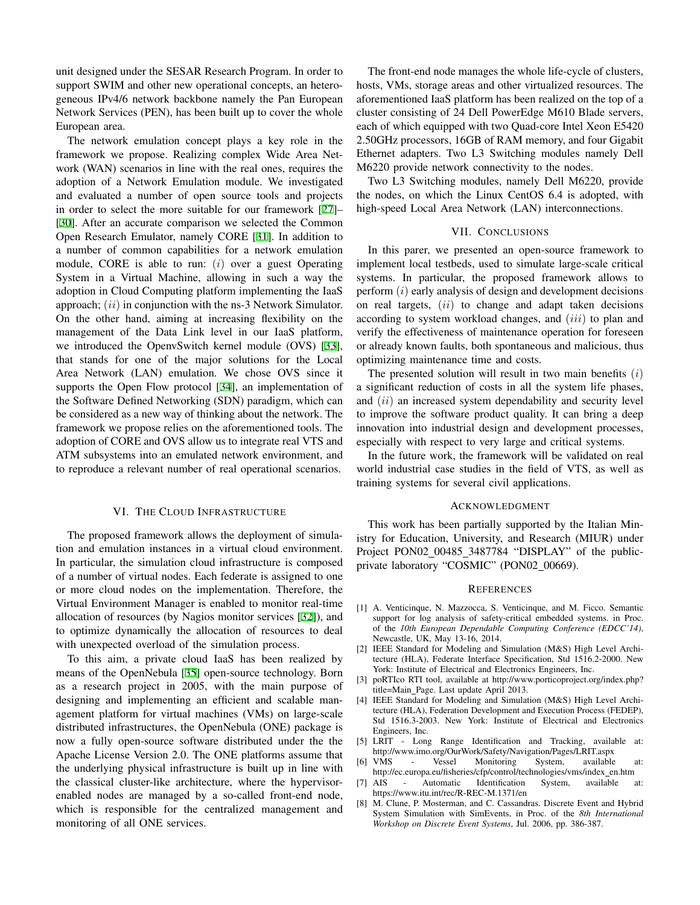unit designed under the SESAR Research Program. In order to support SWIM and other new operational concepts, an heterogeneous IPv4/6 network backbone namely the Pan European Network Services (PEN), has been built up to cover the whole European area.

The network emulation concept plays a key role in the framework we propose. Realizing complex Wide Area Network (WAN) scenarios in line with the real ones, requires the adoption of a Network Emulation module. We investigated and evaluated a number of open source tools and projects in order to select the more suitable for our framework [27]–[30]. After an accurate comparison we selected the Common Open Research Emulator, namely CORE [31]. In addition to a number of common capabilities for a network emulation module, CORE is able to run: $(i)$ over a guest Operating System in a Virtual Machine, allowing in such a way the adoption in Cloud Computing platform implementing the IaaS approach; $(ii)$ in conjunction with the ns-3 Network Simulator. On the other hand, aiming at increasing flexibility on the management of the Data Link level in our IaaS platform, we introduced the OpenvSwitch kernel module (OVS) [33], that stands for one of the major solutions for the Local Area Network (LAN) emulation. We chose OVS since it supports the Open Flow protocol [34], an implementation of the Software Defined Networking (SDN) paradigm, which can be considered as a new way of thinking about the network. The framework we propose relies on the aforementioned tools. The adoption of CORE and OVS allow us to integrate real VTS and ATM subsystems into an emulated network environment, and to reproduce a relevant number of real operational scenarios.

## VI. The Cloud Infrastructure

The proposed framework allows the deployment of simulation and emulation instances in a virtual cloud environment. In particular, the simulation cloud infrastructure is composed of a number of virtual nodes. Each federate is assigned to one or more cloud nodes on the implementation. Therefore, the Virtual Environment Manager is enabled to monitor real-time allocation of resources (by Nagios monitor services [32]), and to optimize dynamically the allocation of resources to deal with unexpected overload of the simulation process.

To this aim, a private cloud IaaS has been realized by means of the OpenNebula [35] open-source technology. Born as a research project in 2005, with the main purpose of designing and implementing an efficient and scalable management platform for virtual machines (VMs) on large-scale distributed infrastructures, the OpenNebula (ONE) package is now a fully open-source software distributed under the the Apache License Version 2.0. The ONE platforms assume that the underlying physical infrastructure is built up in line with the classical cluster-like architecture, where the hypervisor-enabled nodes are managed by a so-called front-end node, which is responsible for the centralized management and monitoring of all ONE services.

The front-end node manages the whole life-cycle of clusters, hosts, VMs, storage areas and other virtualized resources. The aforementioned IaaS platform has been realized on the top of a cluster consisting of 24 Dell PowerEdge M610 Blade servers, each of which equipped with two Quad-core Intel Xeon E5420 2.50GHz processors, 16GB of RAM memory, and four Gigabit Ethernet adapters. Two L3 Switching modules namely Dell M6220 provide network connectivity to the nodes.

Two L3 Switching modules, namely Dell M6220, provide the nodes, on which the Linux CentOS 6.4 is adopted, with high-speed Local Area Network (LAN) interconnections.

## VII. Conclusions

In this parer, we presented an open-source framework to implement local testbeds, used to simulate large-scale critical systems. In particular, the proposed framework allows to perform $(i)$ early analysis of design and development decisions on real targets, $(ii)$ to change and adapt taken decisions according to system workload changes, and $(iii)$ to plan and verify the effectiveness of maintenance operation for foreseen or already known faults, both spontaneous and malicious, thus optimizing maintenance time and costs.

The presented solution will result in two main benefits $(i)$ a significant reduction of costs in all the system life phases, and $(ii)$ an increased system dependability and security level to improve the software product quality. It can bring a deep innovation into industrial design and development processes, especially with respect to very large and critical systems.

In the future work, the framework will be validated on real world industrial case studies in the field of VTS, as well as training systems for several civil applications.

## Acknowledgment

This work has been partially supported by the Italian Ministry for Education, University, and Research (MIUR) under Project PON02_00485_3487784 "DISPLAY" of the public-private laboratory "COSMIC" (PON02_00669).

## References

[1] A. Venticinque, N. Mazzocca, S. Venticinque, and M. Ficco. Semantic support for log analysis of safety-critical embedded systems. in Proc. of the *10th European Dependable Computing Conference (EDCC'14)*, Newcastle, UK, May 13-16, 2014.

[2] IEEE Standard for Modeling and Simulation (M&S) High Level Architecture (HLA), Federate Interface Specification, Std 1516.2-2000. New York: Institute of Electrical and Electronics Engineers, Inc.

[3] poRTIco RTI tool, available at http://www.porticoproject.org/index.php?title=Main_Page. Last update April 2013.

[4] IEEE Standard for Modeling and Simulation (M&S) High Level Architecture (HLA), Federation Development and Execution Process (FEDEP), Std 1516.3-2003. New York: Institute of Electrical and Electronics Engineers, Inc.

[5] LRIT - Long Range Identification and Tracking, available at: http://www.imo.org/OurWork/Safety/Navigation/Pages/LRIT.aspx

[6] VMS - Vessel Monitoring System, available at: http://ec.europa.eu/fisheries/cfp/control/technologies/vms/index_en.htm

[7] AIS - Automatic Identification System, available at: https://www.itu.int/rec/R-REC-M.1371/en

[8] M. Clune, P. Mosterman, and C. Cassandras. Discrete Event and Hybrid System Simulation with SimEvents, in Proc. of the *8th International Workshop on Discrete Event Systems*, Jul. 2006, pp. 386-387.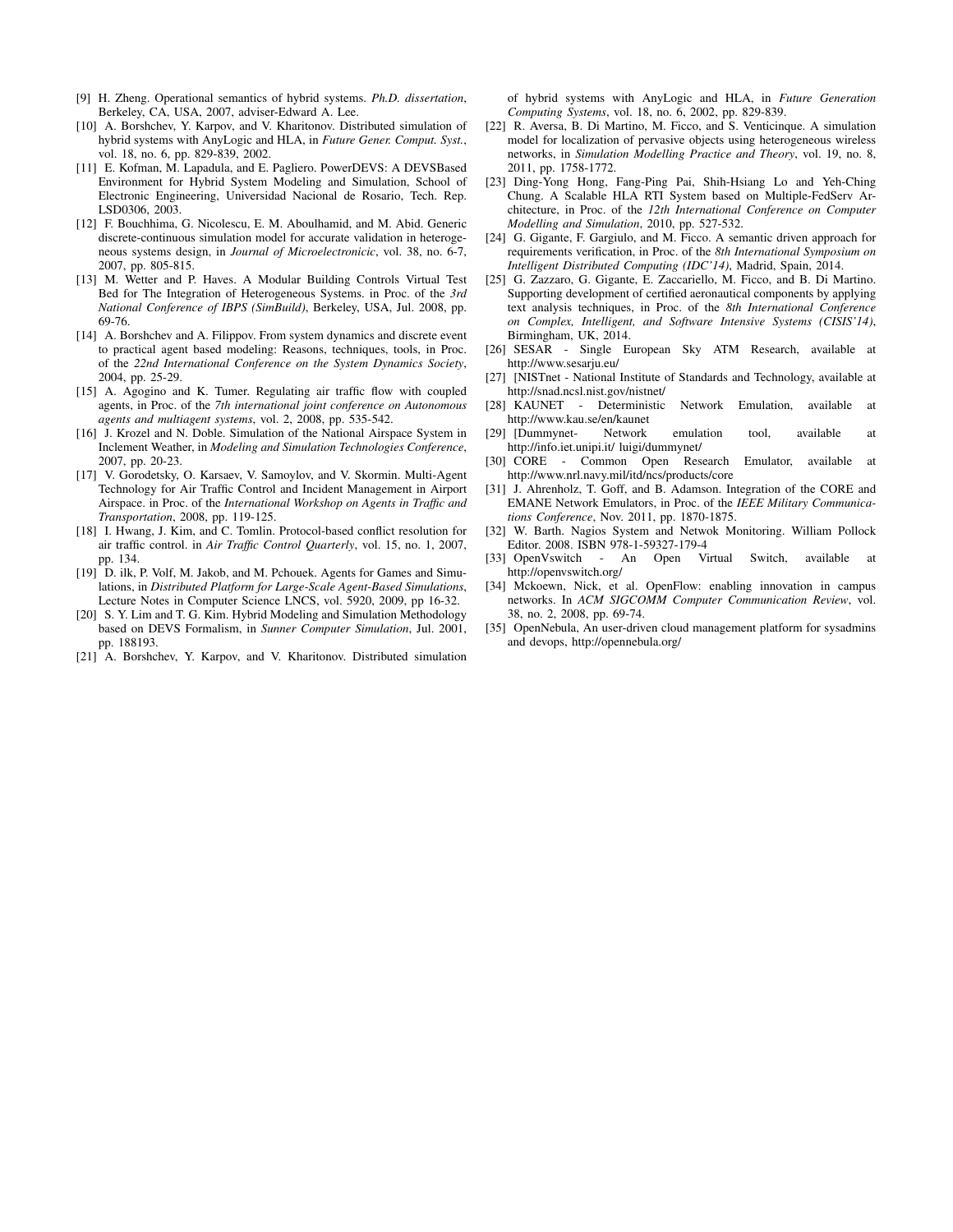[9] H. Zheng. Operational semantics of hybrid systems. *Ph.D. dissertation*, Berkeley, CA, USA, 2007, adviser-Edward A. Lee.

[10] A. Borshchev, Y. Karpov, and V. Kharitonov. Distributed simulation of hybrid systems with AnyLogic and HLA, in *Future Gener. Comput. Syst.*, vol. 18, no. 6, pp. 829-839, 2002.

[11] E. Kofman, M. Lapadula, and E. Pagliero. PowerDEVS: A DEVSBased Environment for Hybrid System Modeling and Simulation, School of Electronic Engineering, Universidad Nacional de Rosario, Tech. Rep. LSD0306, 2003.

[12] F. Bouchhima, G. Nicolescu, E. M. Aboulhamid, and M. Abid. Generic discrete-continuous simulation model for accurate validation in heterogeneous systems design, in *Journal of Microelectronicic*, vol. 38, no. 6-7, 2007, pp. 805-815.

[13] M. Wetter and P. Haves. A Modular Building Controls Virtual Test Bed for The Integration of Heterogeneous Systems. in Proc. of the *3rd National Conference of IBPS (SimBuild)*, Berkeley, USA, Jul. 2008, pp. 69-76.

[14] A. Borshchev and A. Filippov. From system dynamics and discrete event to practical agent based modeling: Reasons, techniques, tools, in Proc. of the *22nd International Conference on the System Dynamics Society*, 2004, pp. 25-29.

[15] A. Agogino and K. Tumer. Regulating air traffic flow with coupled agents, in Proc. of the *7th international joint conference on Autonomous agents and multiagent systems*, vol. 2, 2008, pp. 535-542.

[16] J. Krozel and N. Doble. Simulation of the National Airspace System in Inclement Weather, in *Modeling and Simulation Technologies Conference*, 2007, pp. 20-23.

[17] V. Gorodetsky, O. Karsaev, V. Samoylov, and V. Skormin. Multi-Agent Technology for Air Traffic Control and Incident Management in Airport Airspace. in Proc. of the *International Workshop on Agents in Traffic and Transportation*, 2008, pp. 119-125.

[18] I. Hwang, J. Kim, and C. Tomlin. Protocol-based conflict resolution for air traffic control. in *Air Traffic Control Quarterly*, vol. 15, no. 1, 2007, pp. 134.

[19] D. ilk, P. Volf, M. Jakob, and M. Pchouek. Agents for Games and Simulations, in *Distributed Platform for Large-Scale Agent-Based Simulations*, Lecture Notes in Computer Science LNCS, vol. 5920, 2009, pp 16-32.

[20] S. Y. Lim and T. G. Kim. Hybrid Modeling and Simulation Methodology based on DEVS Formalism, in *Sunner Computer Simulation*, Jul. 2001, pp. 188193.

[21] A. Borshchev, Y. Karpov, and V. Kharitonov. Distributed simulation of hybrid systems with AnyLogic and HLA, in *Future Generation Computing Systems*, vol. 18, no. 6, 2002, pp. 829-839.

[22] R. Aversa, B. Di Martino, M. Ficco, and S. Venticinque. A simulation model for localization of pervasive objects using heterogeneous wireless networks, in *Simulation Modelling Practice and Theory*, vol. 19, no. 8, 2011, pp. 1758-1772.

[23] Ding-Yong Hong, Fang-Ping Pai, Shih-Hsiang Lo and Yeh-Ching Chung. A Scalable HLA RTI System based on Multiple-FedServ Architecture, in Proc. of the *12th International Conference on Computer Modelling and Simulation*, 2010, pp. 527-532.

[24] G. Gigante, F. Gargiulo, and M. Ficco. A semantic driven approach for requirements verification, in Proc. of the *8th International Symposium on Intelligent Distributed Computing (IDC'14)*, Madrid, Spain, 2014.

[25] G. Zazzaro, G. Gigante, E. Zaccariello, M. Ficco, and B. Di Martino. Supporting development of certified aeronautical components by applying text analysis techniques, in Proc. of the *8th International Conference on Complex, Intelligent, and Software Intensive Systems (CISIS'14)*, Birmingham, UK, 2014.

[26] SESAR - Single European Sky ATM Research, available at http://www.sesarju.eu/

[27] [NISTnet - National Institute of Standards and Technology, available at http://snad.ncsl.nist.gov/nistnet/

[28] KAUNET - Deterministic Network Emulation, available at http://www.kau.se/en/kaunet

[29] [Dummynet- Network emulation tool, available at http://info.iet.unipi.it/ luigi/dummynet/

[30] CORE - Common Open Research Emulator, available at http://www.nrl.navy.mil/itd/ncs/products/core

[31] J. Ahrenholz, T. Goff, and B. Adamson. Integration of the CORE and EMANE Network Emulators, in Proc. of the *IEEE Military Communications Conference*, Nov. 2011, pp. 1870-1875.

[32] W. Barth. Nagios System and Netwok Monitoring. William Pollock Editor. 2008. ISBN 978-1-59327-179-4

[33] OpenVswitch - An Open Virtual Switch, available at http://openvswitch.org/

[34] Mckoewn, Nick, et al. OpenFlow: enabling innovation in campus networks. In *ACM SIGCOMM Computer Communication Review*, vol. 38, no. 2, 2008, pp. 69-74.

[35] OpenNebula, An user-driven cloud management platform for sysadmins and devops, http://opennebula.org/